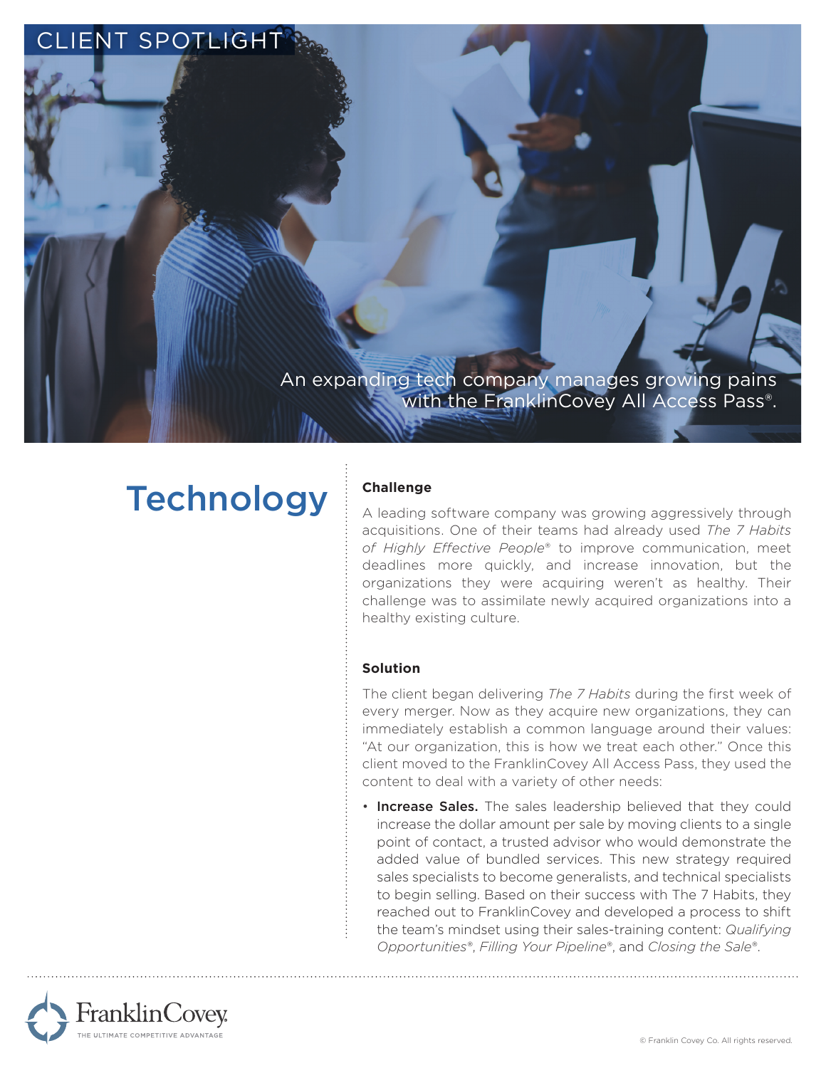CLIENT SPOTLIGHT

An expanding tech company manages growing pains with the FranklinCovey All Access Pass®.

# Technology

## Challenge

A leading software company was growing aggressively through acquisitions. One of their teams had already used *The 7 Habits of Highly Effective People*® to improve communication, meet deadlines more quickly, and increase innovation, but the organizations they were acquiring weren't as healthy. Their challenge was to assimilate newly acquired organizations into a healthy existing culture.

## Solution

The client began delivering *The 7 Habits* during the first week of every merger. Now as they acquire new organizations, they can immediately establish a common language around their values: "At our organization, this is how we treat each other." Once this client moved to the FranklinCovey All Access Pass, they used the content to deal with a variety of other needs:

- **Increase Sales.** The sales leadership believed that they could increase the dollar amount per sale by moving clients to a single point of contact, a trusted advisor who would demonstrate the added value of bundled services. This new strategy required sales specialists to become generalists, and technical specialists to begin selling. Based on their success with The 7 Habits, they reached out to FranklinCovey and developed a process to shift the team's mindset using their sales-training content: *Qualifying Opportunities*®, *Filling Your Pipeline*®, and *Closing the Sale*®.

FranklinCovey
THE ULTIMATE COMPETITIVE ADVANTAGE

© Franklin Covey Co. All rights reserved.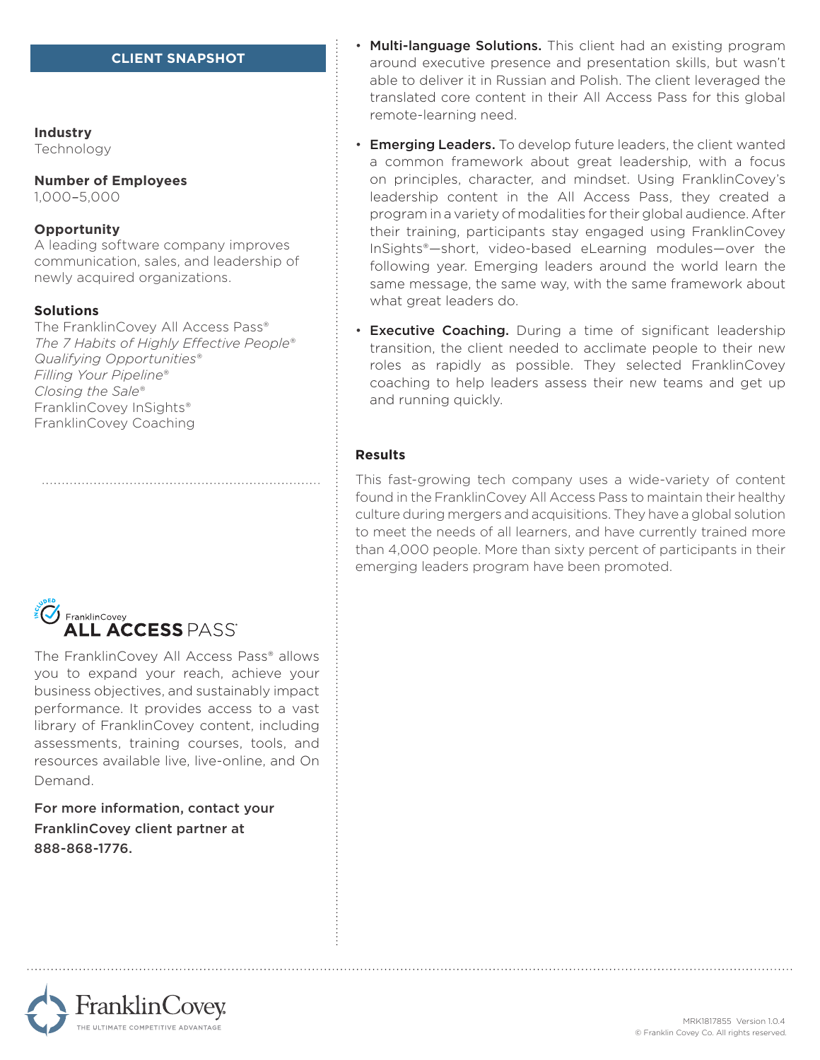## CLIENT SNAPSHOT

**Industry**
Technology

**Number of Employees**
1,000–5,000

**Opportunity**
A leading software company improves communication, sales, and leadership of newly acquired organizations.

**Solutions**
The FranklinCovey All Access Pass®
*The 7 Habits of Highly Effective People®*
*Qualifying Opportunities®*
*Filling Your Pipeline®*
*Closing the Sale®*
FranklinCovey InSights®
FranklinCovey Coaching

FranklinCovey ALL ACCESS PASS®

The FranklinCovey All Access Pass® allows you to expand your reach, achieve your business objectives, and sustainably impact performance. It provides access to a vast library of FranklinCovey content, including assessments, training courses, tools, and resources available live, live-online, and On Demand.

**For more information, contact your FranklinCovey client partner at 888-868-1776.**

- **Multi-language Solutions.** This client had an existing program around executive presence and presentation skills, but wasn't able to deliver it in Russian and Polish. The client leveraged the translated core content in their All Access Pass for this global remote-learning need.
- **Emerging Leaders.** To develop future leaders, the client wanted a common framework about great leadership, with a focus on principles, character, and mindset. Using FranklinCovey's leadership content in the All Access Pass, they created a program in a variety of modalities for their global audience. After their training, participants stay engaged using FranklinCovey InSights®—short, video-based eLearning modules—over the following year. Emerging leaders around the world learn the same message, the same way, with the same framework about what great leaders do.
- **Executive Coaching.** During a time of significant leadership transition, the client needed to acclimate people to their new roles as rapidly as possible. They selected FranklinCovey coaching to help leaders assess their new teams and get up and running quickly.

### Results

This fast-growing tech company uses a wide-variety of content found in the FranklinCovey All Access Pass to maintain their healthy culture during mergers and acquisitions. They have a global solution to meet the needs of all learners, and have currently trained more than 4,000 people. More than sixty percent of participants in their emerging leaders program have been promoted.

FranklinCovey. THE ULTIMATE COMPETITIVE ADVANTAGE

MRK1817855 Version 1.0.4
© Franklin Covey Co. All rights reserved.